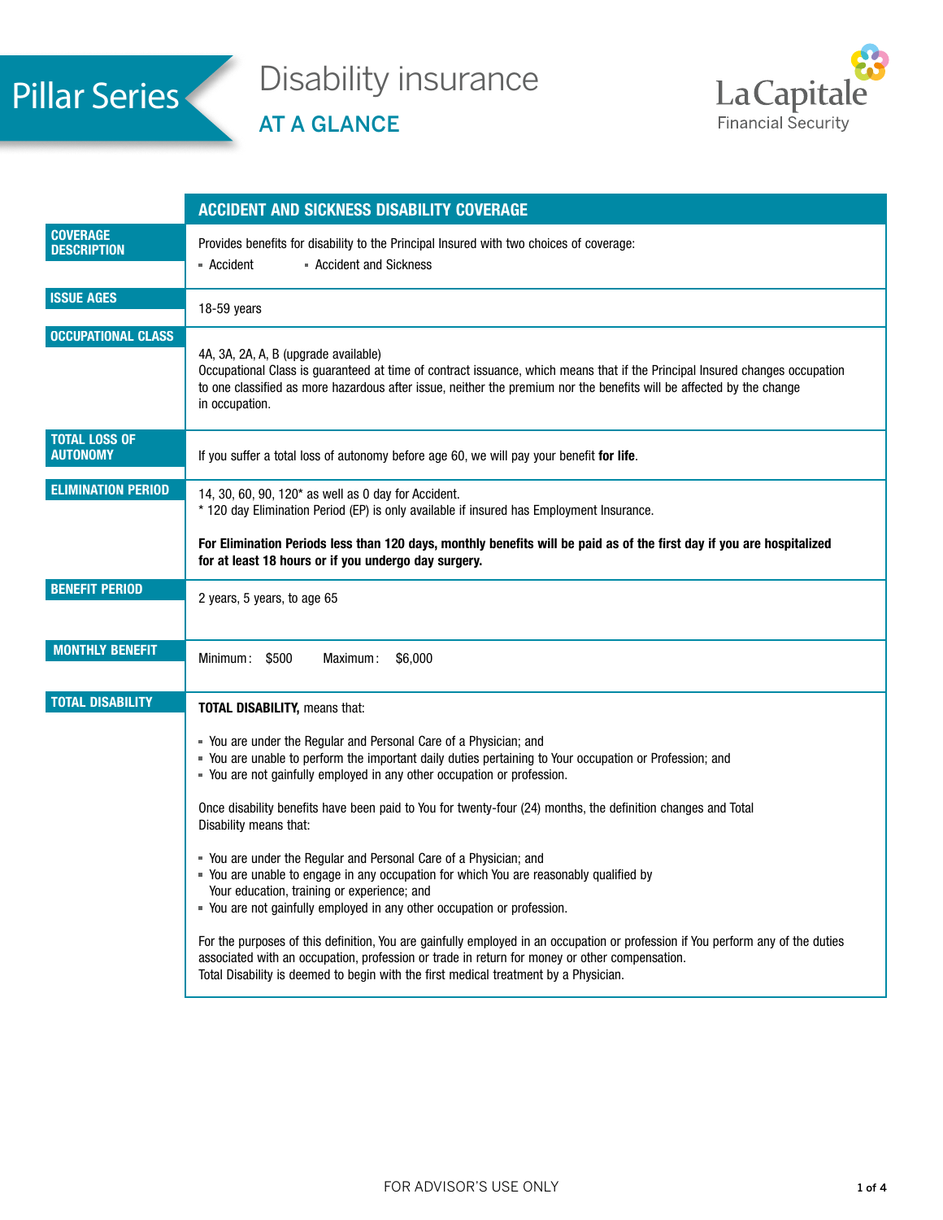# Pillar Series

## Disability insurance

### AT A GLANCE

La Capitale Financial Security

| | ACCIDENT AND SICKNESS DISABILITY COVERAGE |
|---|---|
| **COVERAGE DESCRIPTION** | Provides benefits for disability to the Principal Insured with two choices of coverage:<br>▪ Accident ▪ Accident and Sickness |
| **ISSUE AGES** | 18-59 years |
| **OCCUPATIONAL CLASS** | 4A, 3A, 2A, A, B (upgrade available)<br>Occupational Class is guaranteed at time of contract issuance, which means that if the Principal Insured changes occupation to one classified as more hazardous after issue, neither the premium nor the benefits will be affected by the change in occupation. |
| **TOTAL LOSS OF AUTONOMY** | If you suffer a total loss of autonomy before age 60, we will pay your benefit **for life**. |
| **ELIMINATION PERIOD** | 14, 30, 60, 90, 120* as well as 0 day for Accident.<br>* 120 day Elimination Period (EP) is only available if insured has Employment Insurance.<br><br>**For Elimination Periods less than 120 days, monthly benefits will be paid as of the first day if you are hospitalized for at least 18 hours or if you undergo day surgery.** |
| **BENEFIT PERIOD** | 2 years, 5 years, to age 65 |
| **MONTHLY BENEFIT** | Minimum: $500 Maximum: $6,000 |
| **TOTAL DISABILITY** | **TOTAL DISABILITY,** means that:<br><br>▪ You are under the Regular and Personal Care of a Physician; and<br>▪ You are unable to perform the important daily duties pertaining to Your occupation or Profession; and<br>▪ You are not gainfully employed in any other occupation or profession.<br><br>Once disability benefits have been paid to You for twenty-four (24) months, the definition changes and Total Disability means that:<br><br>▪ You are under the Regular and Personal Care of a Physician; and<br>▪ You are unable to engage in any occupation for which You are reasonably qualified by Your education, training or experience; and<br>▪ You are not gainfully employed in any other occupation or profession.<br><br>For the purposes of this definition, You are gainfully employed in an occupation or profession if You perform any of the duties associated with an occupation, profession or trade in return for money or other compensation.<br>Total Disability is deemed to begin with the first medical treatment by a Physician. |

FOR ADVISOR'S USE ONLY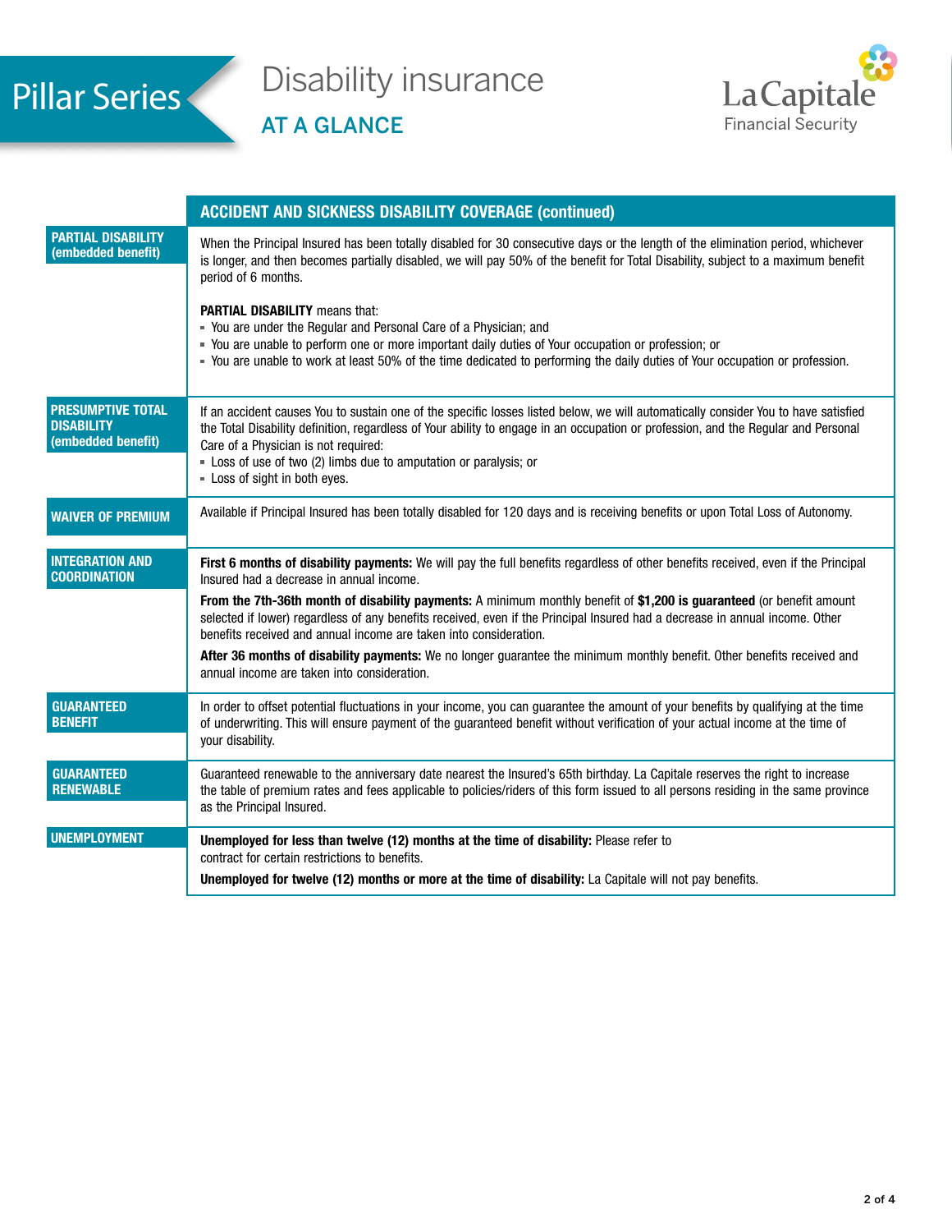# Pillar Series

## Disability insurance

### AT A GLANCE

La Capitale Financial Security

| | ACCIDENT AND SICKNESS DISABILITY COVERAGE (continued) |
|---|---|
| **PARTIAL DISABILITY (embedded benefit)** | When the Principal Insured has been totally disabled for 30 consecutive days or the length of the elimination period, whichever is longer, and then becomes partially disabled, we will pay 50% of the benefit for Total Disability, subject to a maximum benefit period of 6 months.<br><br>**PARTIAL DISABILITY** means that:<br>▪ You are under the Regular and Personal Care of a Physician; and<br>▪ You are unable to perform one or more important daily duties of Your occupation or profession; or<br>▪ You are unable to work at least 50% of the time dedicated to performing the daily duties of Your occupation or profession. |
| **PRESUMPTIVE TOTAL DISABILITY (embedded benefit)** | If an accident causes You to sustain one of the specific losses listed below, we will automatically consider You to have satisfied the Total Disability definition, regardless of Your ability to engage in an occupation or profession, and the Regular and Personal Care of a Physician is not required:<br>▪ Loss of use of two (2) limbs due to amputation or paralysis; or<br>▪ Loss of sight in both eyes. |
| **WAIVER OF PREMIUM** | Available if Principal Insured has been totally disabled for 120 days and is receiving benefits or upon Total Loss of Autonomy. |
| **INTEGRATION AND COORDINATION** | **First 6 months of disability payments:** We will pay the full benefits regardless of other benefits received, even if the Principal Insured had a decrease in annual income.<br><br>**From the 7th-36th month of disability payments:** A minimum monthly benefit of **$1,200 is guaranteed** (or benefit amount selected if lower) regardless of any benefits received, even if the Principal Insured had a decrease in annual income. Other benefits received and annual income are taken into consideration.<br><br>**After 36 months of disability payments:** We no longer guarantee the minimum monthly benefit. Other benefits received and annual income are taken into consideration. |
| **GUARANTEED BENEFIT** | In order to offset potential fluctuations in your income, you can guarantee the amount of your benefits by qualifying at the time of underwriting. This will ensure payment of the guaranteed benefit without verification of your actual income at the time of your disability. |
| **GUARANTEED RENEWABLE** | Guaranteed renewable to the anniversary date nearest the Insured's 65th birthday. La Capitale reserves the right to increase the table of premium rates and fees applicable to policies/riders of this form issued to all persons residing in the same province as the Principal Insured. |
| **UNEMPLOYMENT** | **Unemployed for less than twelve (12) months at the time of disability:** Please refer to contract for certain restrictions to benefits.<br><br>**Unemployed for twelve (12) months or more at the time of disability:** La Capitale will not pay benefits. |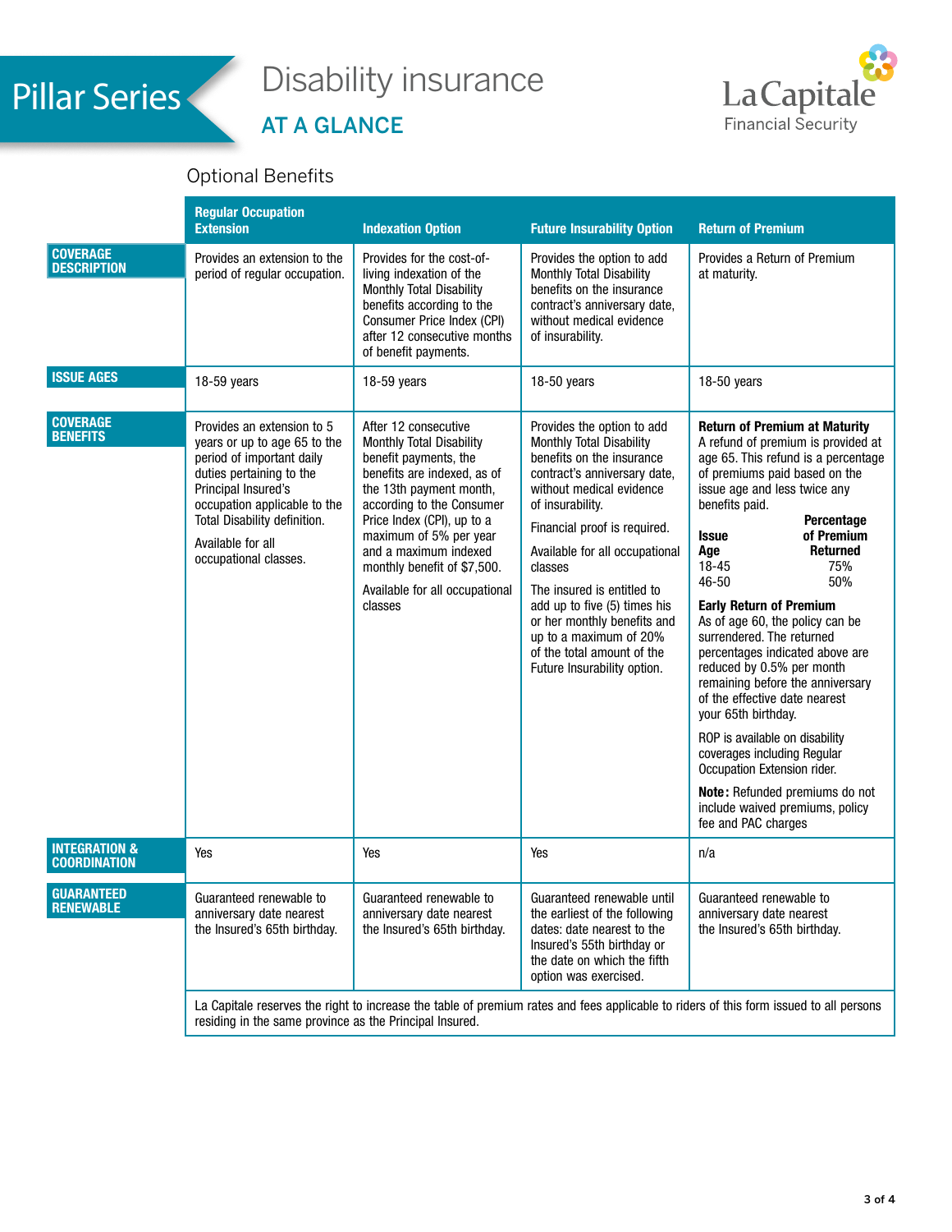# Pillar Series

## Disability insurance

### AT A GLANCE

La Capitale Financial Security

## Optional Benefits

| | Regular Occupation Extension | Indexation Option | Future Insurability Option | Return of Premium |
|---|---|---|---|---|
| **COVERAGE DESCRIPTION** | Provides an extension to the period of regular occupation. | Provides for the cost-of-living indexation of the Monthly Total Disability benefits according to the Consumer Price Index (CPI) after 12 consecutive months of benefit payments. | Provides the option to add Monthly Total Disability benefits on the insurance contract's anniversary date, without medical evidence of insurability. | Provides a Return of Premium at maturity. |
| **ISSUE AGES** | 18-59 years | 18-59 years | 18-50 years | 18-50 years |
| **COVERAGE BENEFITS** | Provides an extension to 5 years or up to age 65 to the period of important daily duties pertaining to the Principal Insured's occupation applicable to the Total Disability definition.<br><br>Available for all occupational classes. | After 12 consecutive Monthly Total Disability benefit payments, the benefits are indexed, as of the 13th payment month, according to the Consumer Price Index (CPI), up to a maximum of 5% per year and a maximum indexed monthly benefit of $7,500.<br><br>Available for all occupational classes | Provides the option to add Monthly Total Disability benefits on the insurance contract's anniversary date, without medical evidence of insurability.<br><br>Financial proof is required.<br><br>Available for all occupational classes<br><br>The insured is entitled to add up to five (5) times his or her monthly benefits and up to a maximum of 20% of the total amount of the Future Insurability option. | **Return of Premium at Maturity**<br>A refund of premium is provided at age 65. This refund is a percentage of premiums paid based on the issue age and less twice any benefits paid.<br><br>**Issue Age** / **Percentage of Premium Returned**<br>18-45 — 75%<br>46-50 — 50%<br><br>**Early Return of Premium**<br>As of age 60, the policy can be surrendered. The returned percentages indicated above are reduced by 0.5% per month remaining before the anniversary of the effective date nearest your 65th birthday.<br><br>ROP is available on disability coverages including Regular Occupation Extension rider.<br><br>**Note:** Refunded premiums do not include waived premiums, policy fee and PAC charges |
| **INTEGRATION & COORDINATION** | Yes | Yes | Yes | n/a |
| **GUARANTEED RENEWABLE** | Guaranteed renewable to anniversary date nearest the Insured's 65th birthday. | Guaranteed renewable to anniversary date nearest the Insured's 65th birthday. | Guaranteed renewable until the earliest of the following dates: date nearest to the Insured's 55th birthday or the date on which the fifth option was exercised. | Guaranteed renewable to anniversary date nearest the Insured's 65th birthday. |

La Capitale reserves the right to increase the table of premium rates and fees applicable to riders of this form issued to all persons residing in the same province as the Principal Insured.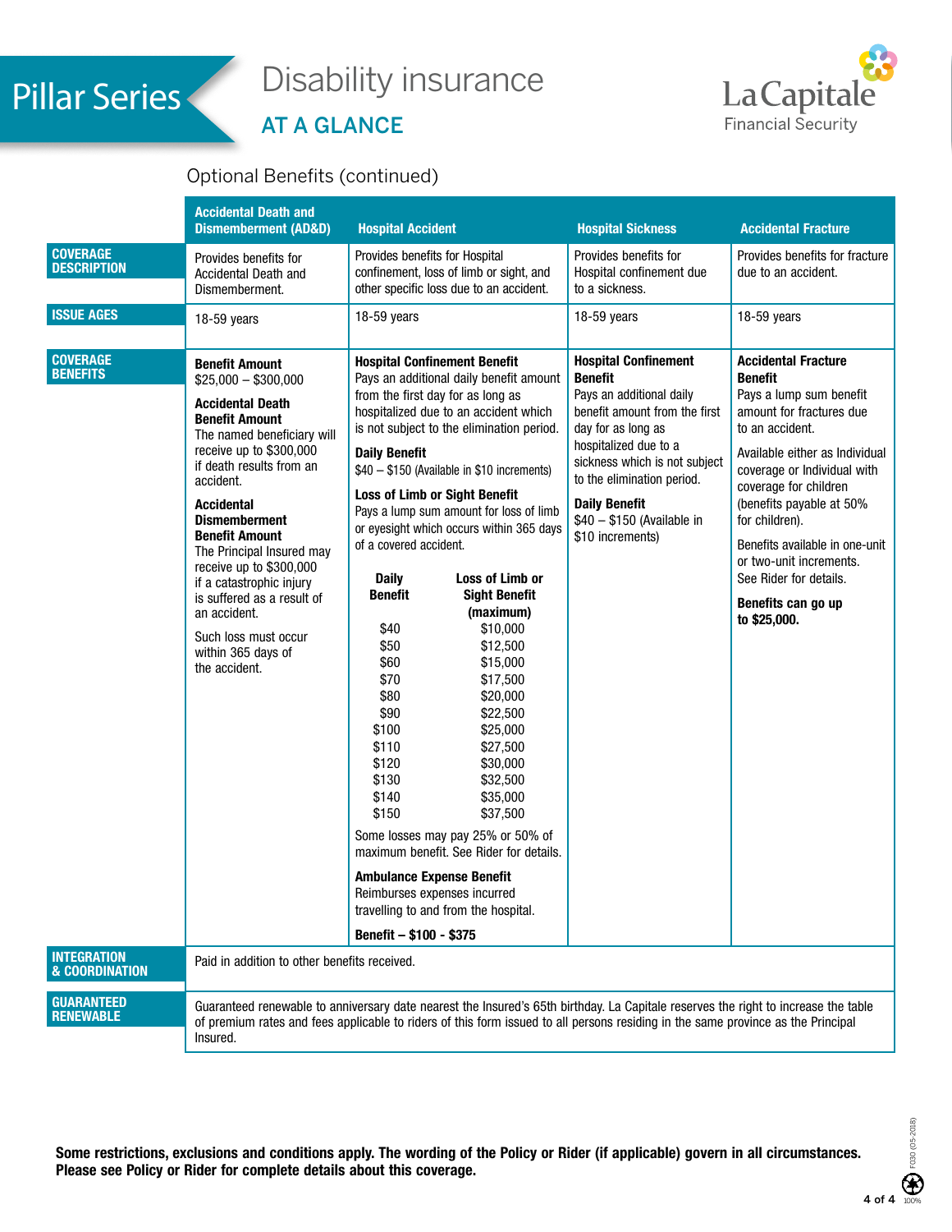# Disability insurance

## AT A GLANCE

### Optional Benefits (continued)

| | Accidental Death and Dismemberment (AD&D) | Hospital Accident | Hospital Sickness | Accidental Fracture |
|---|---|---|---|---|
| **COVERAGE DESCRIPTION** | Provides benefits for Accidental Death and Dismemberment. | Provides benefits for Hospital confinement, loss of limb or sight, and other specific loss due to an accident. | Provides benefits for Hospital confinement due to a sickness. | Provides benefits for fracture due to an accident. |
| **ISSUE AGES** | 18-59 years | 18-59 years | 18-59 years | 18-59 years |
| **COVERAGE BENEFITS** | **Benefit Amount** $25,000 – $300,000<br><br>**Accidental Death Benefit Amount** The named beneficiary will receive up to $300,000 if death results from an accident.<br><br>**Accidental Dismemberment Benefit Amount** The Principal Insured may receive up to $300,000 if a catastrophic injury is suffered as a result of an accident.<br><br>Such loss must occur within 365 days of the accident. | **Hospital Confinement Benefit** Pays an additional daily benefit amount from the first day for as long as hospitalized due to an accident which is not subject to the elimination period.<br><br>**Daily Benefit** $40 – $150 (Available in $10 increments)<br><br>**Loss of Limb or Sight Benefit** Pays a lump sum amount for loss of limb or eyesight which occurs within 365 days of a covered accident.<br><br>**Daily Benefit** / **Loss of Limb or Sight Benefit (maximum)**<br>$40 / $10,000<br>$50 / $12,500<br>$60 / $15,000<br>$70 / $17,500<br>$80 / $20,000<br>$90 / $22,500<br>$100 / $25,000<br>$110 / $27,500<br>$120 / $30,000<br>$130 / $32,500<br>$140 / $35,000<br>$150 / $37,500<br><br>Some losses may pay 25% or 50% of maximum benefit. See Rider for details.<br><br>**Ambulance Expense Benefit** Reimburses expenses incurred travelling to and from the hospital.<br><br>**Benefit – $100 - $375** | **Hospital Confinement Benefit** Pays an additional daily benefit amount from the first day for as long as hospitalized due to a sickness which is not subject to the elimination period.<br><br>**Daily Benefit** $40 – $150 (Available in $10 increments) | **Accidental Fracture Benefit** Pays a lump sum benefit amount for fractures due to an accident.<br><br>Available either as Individual coverage or Individual with coverage for children (benefits payable at 50% for children).<br><br>Benefits available in one-unit or two-unit increments. See Rider for details.<br><br>**Benefits can go up to $25,000.** |
| **INTEGRATION & COORDINATION** | Paid in addition to other benefits received. | | | |
| **GUARANTEED RENEWABLE** | Guaranteed renewable to anniversary date nearest the Insured's 65th birthday. La Capitale reserves the right to increase the table of premium rates and fees applicable to riders of this form issued to all persons residing in the same province as the Principal Insured. | | | |

**Some restrictions, exclusions and conditions apply. The wording of the Policy or Rider (if applicable) govern in all circumstances. Please see Policy or Rider for complete details about this coverage.**